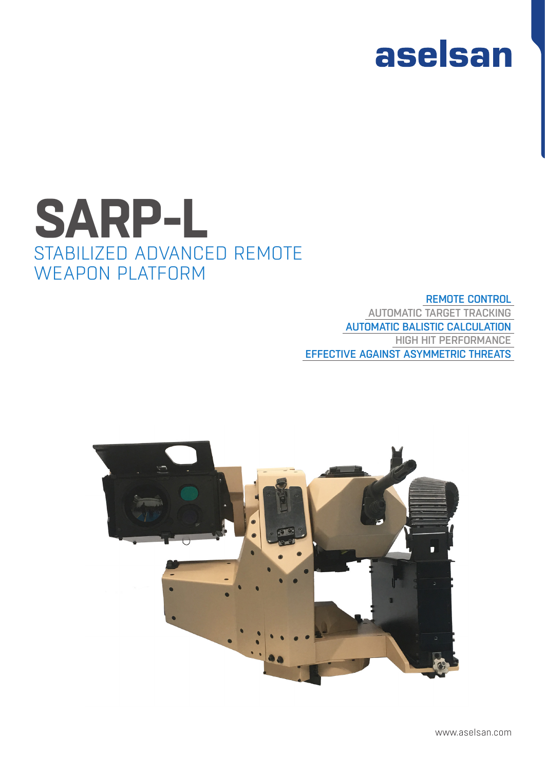aselsan

# SARP-L

## STABILIZED ADVANCED REMOTE WEAPON PLATFORM

REMOTE CONTROL

AUTOMATIC TARGET TRACKING

AUTOMATIC BALISTIC CALCULATION

HIGH HIT PERFORMANCE

EFFECTIVE AGAINST ASYMMETRIC THREATS

www.aselsan.com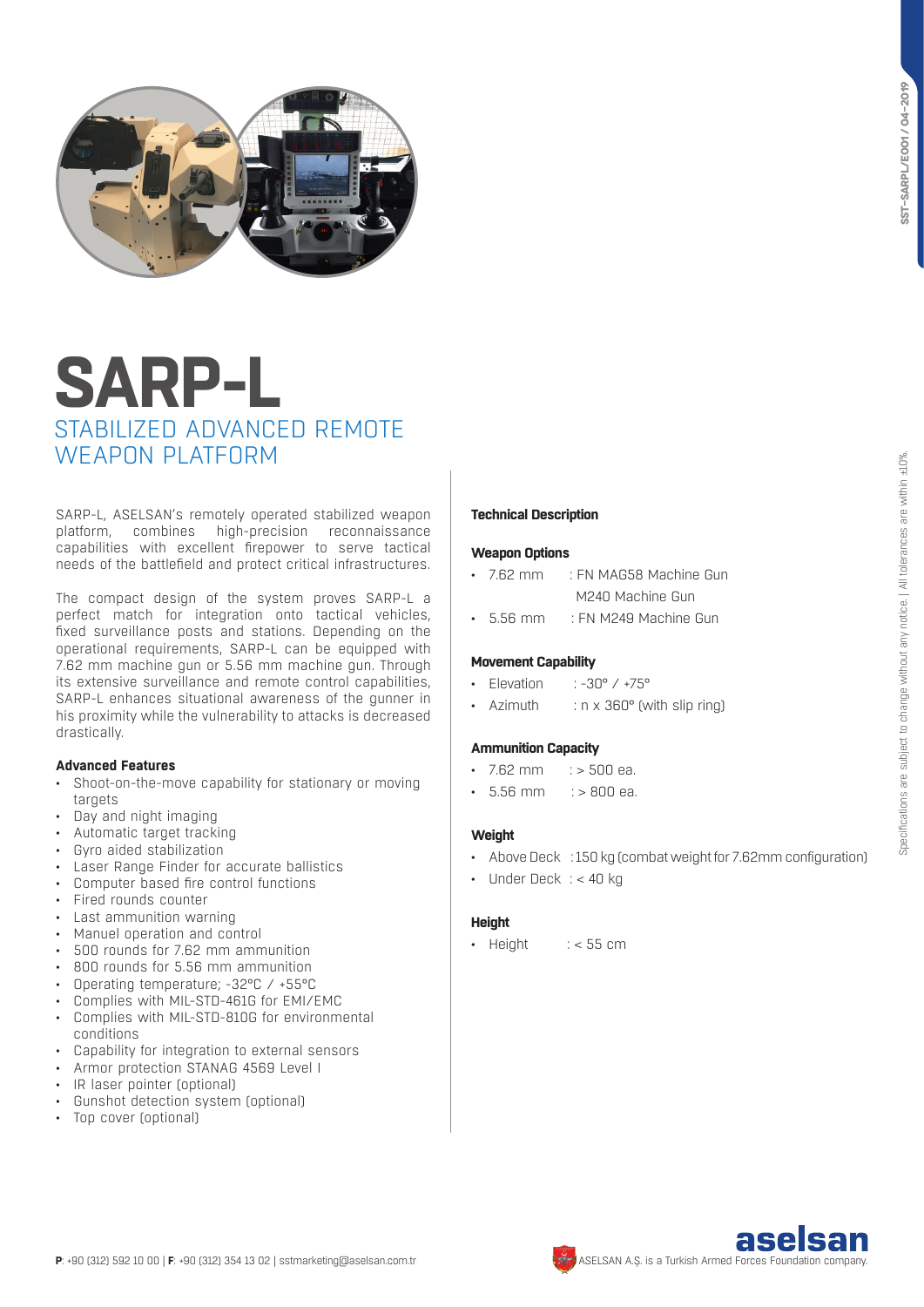# SARP-L

## STABILIZED ADVANCED REMOTE WEAPON PLATFORM

SARP-L, ASELSAN's remotely operated stabilized weapon platform, combines high-precision reconnaissance capabilities with excellent firepower to serve tactical needs of the battlefield and protect critical infrastructures.

The compact design of the system proves SARP-L a perfect match for integration onto tactical vehicles, fixed surveillance posts and stations. Depending on the operational requirements, SARP-L can be equipped with 7.62 mm machine gun or 5.56 mm machine gun. Through its extensive surveillance and remote control capabilities, SARP-L enhances situational awareness of the gunner in his proximity while the vulnerability to attacks is decreased drastically.

### Advanced Features

- Shoot-on-the-move capability for stationary or moving targets
- Day and night imaging
- Automatic target tracking
- Gyro aided stabilization
- Laser Range Finder for accurate ballistics
- Computer based fire control functions
- Fired rounds counter
- Last ammunition warning
- Manuel operation and control
- 500 rounds for 7.62 mm ammunition
- 800 rounds for 5.56 mm ammunition
- Operating temperature; -32°C / +55°C
- Complies with MIL-STD-461G for EMI/EMC
- Complies with MIL-STD-810G for environmental conditions
- Capability for integration to external sensors
- Armor protection STANAG 4569 Level I
- IR laser pointer (optional)
- Gunshot detection system (optional)
- Top cover (optional)

### Technical Description

**Weapon Options**

- 7.62 mm : FN MAG58 Machine Gun
  M240 Machine Gun
- 5.56 mm : FN M249 Machine Gun

**Movement Capability**

- Elevation : -30° / +75°
- Azimuth : n x 360° (with slip ring)

**Ammunition Capacity**

- 7.62 mm : > 500 ea.
- 5.56 mm : > 800 ea.

**Weight**

- Above Deck : 150 kg (combat weight for 7.62mm configuration)
- Under Deck : < 40 kg

**Height**

- Height : < 55 cm

Specifications are subject to change without any notice. | All tolerances are within ±10%.

SST-SARPL/E001 / 04-2019

**P**: +90 (312) 592 10 00 | **F**: +90 (312) 354 13 02 | sstmarketing@aselsan.com.tr

aselsan — ASELSAN A.Ş. is a Turkish Armed Forces Foundation company.